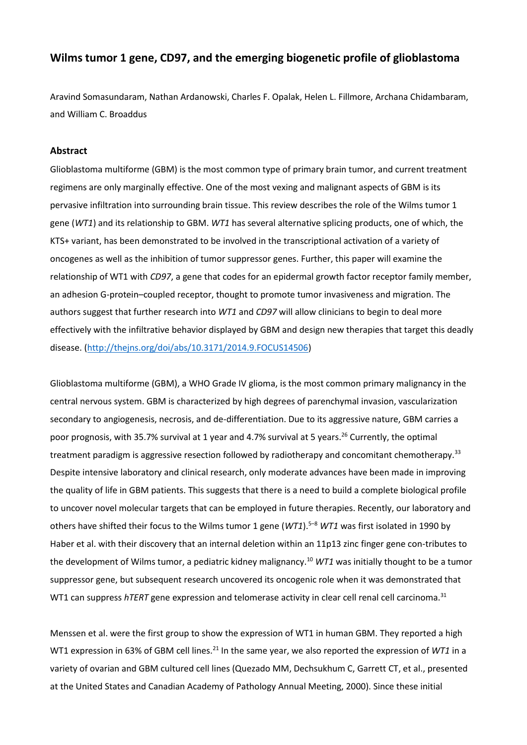# Wilms tumor 1 gene, CD97, and the emerging biogenetic profile of glioblastoma

Aravind Somasundaram, Nathan Ardanowski, Charles F. Opalak, Helen L. Fillmore, Archana Chidambaram, and William C. Broaddus

## Abstract

Glioblastoma multiforme (GBM) is the most common type of primary brain tumor, and current treatment regimens are only marginally effective. One of the most vexing and malignant aspects of GBM is its pervasive infiltration into surrounding brain tissue. This review describes the role of the Wilms tumor 1 gene (*WT1*) and its relationship to GBM. *WT1* has several alternative splicing products, one of which, the KTS+ variant, has been demonstrated to be involved in the transcriptional activation of a variety of oncogenes as well as the inhibition of tumor suppressor genes. Further, this paper will examine the relationship of WT1 with *CD97*, a gene that codes for an epidermal growth factor receptor family member, an adhesion G-protein–coupled receptor, thought to promote tumor invasiveness and migration. The authors suggest that further research into *WT1* and *CD97* will allow clinicians to begin to deal more effectively with the infiltrative behavior displayed by GBM and design new therapies that target this deadly disease. (http://thejns.org/doi/abs/10.3171/2014.9.FOCUS14506)

Glioblastoma multiforme (GBM), a WHO Grade IV glioma, is the most common primary malignancy in the central nervous system. GBM is characterized by high degrees of parenchymal invasion, vascularization secondary to angiogenesis, necrosis, and de-differentiation. Due to its aggressive nature, GBM carries a poor prognosis, with 35.7% survival at 1 year and 4.7% survival at 5 years.[26] Currently, the optimal treatment paradigm is aggressive resection followed by radiotherapy and concomitant chemotherapy.[33] Despite intensive laboratory and clinical research, only moderate advances have been made in improving the quality of life in GBM patients. This suggests that there is a need to build a complete biological profile to uncover novel molecular targets that can be employed in future therapies. Recently, our laboratory and others have shifted their focus to the Wilms tumor 1 gene (*WT1*).[5–8] *WT1* was first isolated in 1990 by Haber et al. with their discovery that an internal deletion within an 11p13 zinc finger gene con-tributes to the development of Wilms tumor, a pediatric kidney malignancy.[10] *WT1* was initially thought to be a tumor suppressor gene, but subsequent research uncovered its oncogenic role when it was demonstrated that WT1 can suppress *hTERT* gene expression and telomerase activity in clear cell renal cell carcinoma.[31]

Menssen et al. were the first group to show the expression of WT1 in human GBM. They reported a high WT1 expression in 63% of GBM cell lines.[21] In the same year, we also reported the expression of *WT1* in a variety of ovarian and GBM cultured cell lines (Quezado MM, Dechsukhum C, Garrett CT, et al., presented at the United States and Canadian Academy of Pathology Annual Meeting, 2000). Since these initial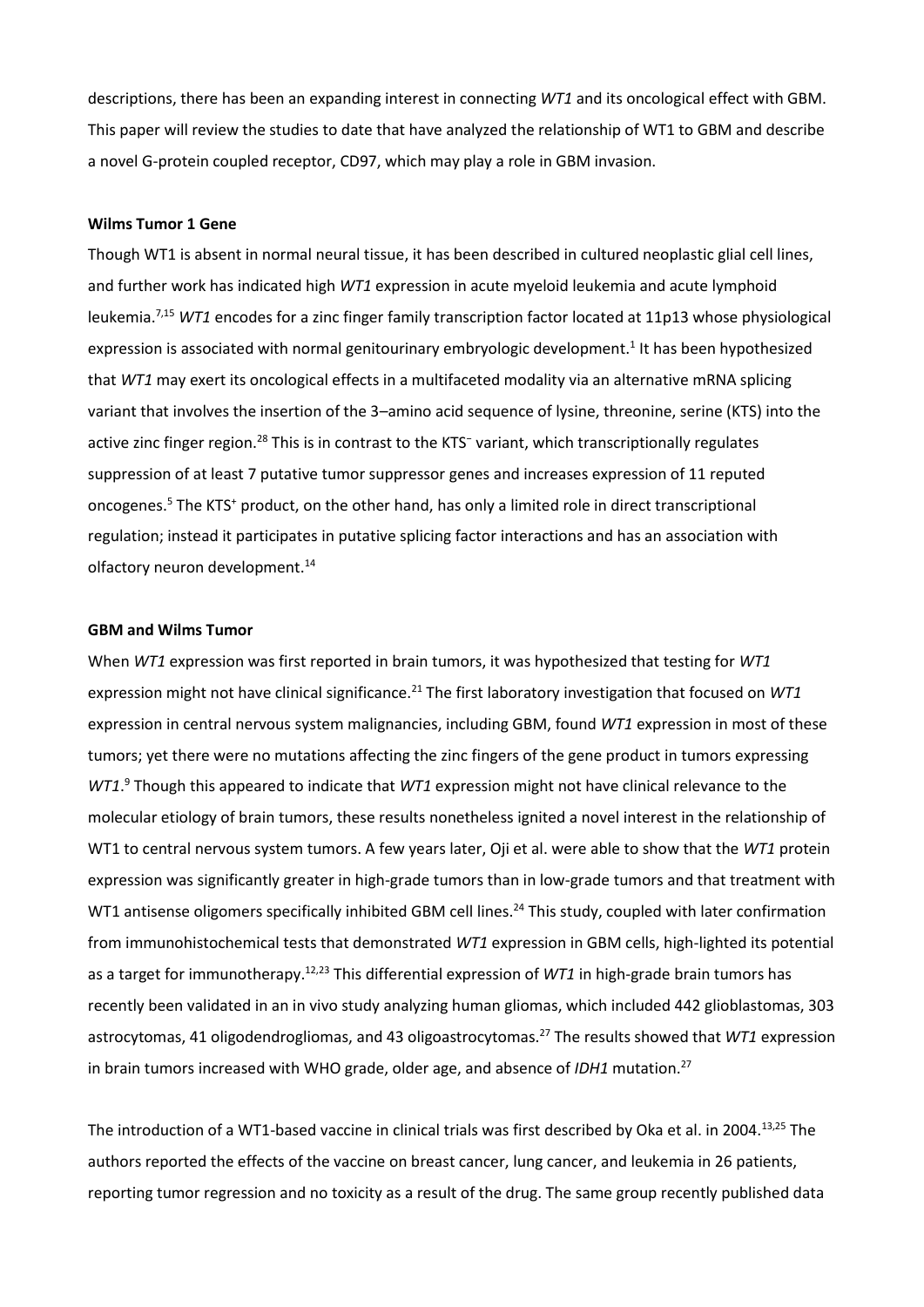descriptions, there has been an expanding interest in connecting *WT1* and its oncological effect with GBM. This paper will review the studies to date that have analyzed the relationship of WT1 to GBM and describe a novel G-protein coupled receptor, CD97, which may play a role in GBM invasion.

**Wilms Tumor 1 Gene**

Though WT1 is absent in normal neural tissue, it has been described in cultured neoplastic glial cell lines, and further work has indicated high *WT1* expression in acute myeloid leukemia and acute lymphoid leukemia.[7,15] *WT1* encodes for a zinc finger family transcription factor located at 11p13 whose physiological expression is associated with normal genitourinary embryologic development.[1] It has been hypothesized that *WT1* may exert its oncological effects in a multifaceted modality via an alternative mRNA splicing variant that involves the insertion of the 3–amino acid sequence of lysine, threonine, serine (KTS) into the active zinc finger region.[28] This is in contrast to the $KTS^{-}$ variant, which transcriptionally regulates suppression of at least 7 putative tumor suppressor genes and increases expression of 11 reputed oncogenes.[5] The $KTS^{+}$ product, on the other hand, has only a limited role in direct transcriptional regulation; instead it participates in putative splicing factor interactions and has an association with olfactory neuron development.[14]

**GBM and Wilms Tumor**

When *WT1* expression was first reported in brain tumors, it was hypothesized that testing for *WT1* expression might not have clinical significance.[21] The first laboratory investigation that focused on *WT1* expression in central nervous system malignancies, including GBM, found *WT1* expression in most of these tumors; yet there were no mutations affecting the zinc fingers of the gene product in tumors expressing *WT1*.[9] Though this appeared to indicate that *WT1* expression might not have clinical relevance to the molecular etiology of brain tumors, these results nonetheless ignited a novel interest in the relationship of WT1 to central nervous system tumors. A few years later, Oji et al. were able to show that the *WT1* protein expression was significantly greater in high-grade tumors than in low-grade tumors and that treatment with WT1 antisense oligomers specifically inhibited GBM cell lines.[24] This study, coupled with later confirmation from immunohistochemical tests that demonstrated *WT1* expression in GBM cells, high-lighted its potential as a target for immunotherapy.[12,23] This differential expression of *WT1* in high-grade brain tumors has recently been validated in an in vivo study analyzing human gliomas, which included 442 glioblastomas, 303 astrocytomas, 41 oligodendrogliomas, and 43 oligoastrocytomas.[27] The results showed that *WT1* expression in brain tumors increased with WHO grade, older age, and absence of *IDH1* mutation.[27]

The introduction of a WT1-based vaccine in clinical trials was first described by Oka et al. in 2004.[13,25] The authors reported the effects of the vaccine on breast cancer, lung cancer, and leukemia in 26 patients, reporting tumor regression and no toxicity as a result of the drug. The same group recently published data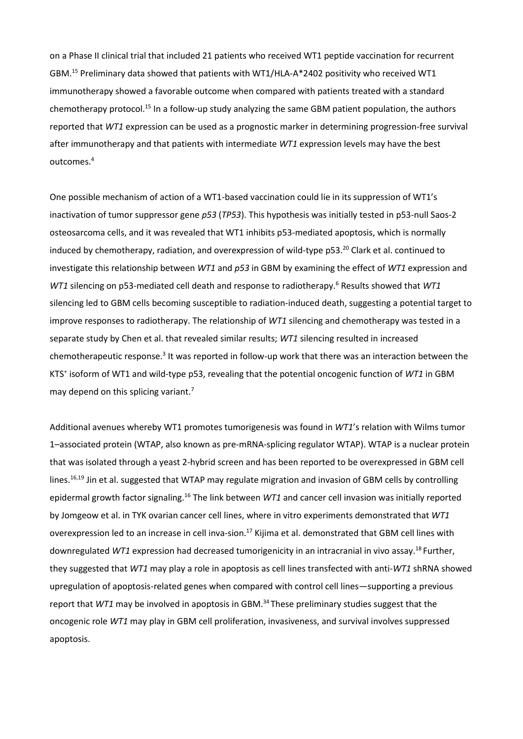on a Phase II clinical trial that included 21 patients who received WT1 peptide vaccination for recurrent GBM.[15] Preliminary data showed that patients with WT1/HLA-A*2402 positivity who received WT1 immunotherapy showed a favorable outcome when compared with patients treated with a standard chemotherapy protocol.[15] In a follow-up study analyzing the same GBM patient population, the authors reported that *WT1* expression can be used as a prognostic marker in determining progression-free survival after immunotherapy and that patients with intermediate *WT1* expression levels may have the best outcomes.[4]

One possible mechanism of action of a WT1-based vaccination could lie in its suppression of WT1's inactivation of tumor suppressor gene *p53* (*TP53*). This hypothesis was initially tested in p53-null Saos-2 osteosarcoma cells, and it was revealed that WT1 inhibits p53-mediated apoptosis, which is normally induced by chemotherapy, radiation, and overexpression of wild-type p53.[20] Clark et al. continued to investigate this relationship between *WT1* and *p53* in GBM by examining the effect of *WT1* expression and *WT1* silencing on p53-mediated cell death and response to radiotherapy.[6] Results showed that *WT1* silencing led to GBM cells becoming susceptible to radiation-induced death, suggesting a potential target to improve responses to radiotherapy. The relationship of *WT1* silencing and chemotherapy was tested in a separate study by Chen et al. that revealed similar results; *WT1* silencing resulted in increased chemotherapeutic response.[3] It was reported in follow-up work that there was an interaction between the KTS$^+$ isoform of WT1 and wild-type p53, revealing that the potential oncogenic function of *WT1* in GBM may depend on this splicing variant.[7]

Additional avenues whereby WT1 promotes tumorigenesis was found in *WT1*'s relation with Wilms tumor 1–associated protein (WTAP, also known as pre-mRNA-splicing regulator WTAP). WTAP is a nuclear protein that was isolated through a yeast 2-hybrid screen and has been reported to be overexpressed in GBM cell lines.[16,19] Jin et al. suggested that WTAP may regulate migration and invasion of GBM cells by controlling epidermal growth factor signaling.[16] The link between *WT1* and cancer cell invasion was initially reported by Jomgeow et al. in TYK ovarian cancer cell lines, where in vitro experiments demonstrated that *WT1* overexpression led to an increase in cell inva-sion.[17] Kijima et al. demonstrated that GBM cell lines with downregulated *WT1* expression had decreased tumorigenicity in an intracranial in vivo assay.[18] Further, they suggested that *WT1* may play a role in apoptosis as cell lines transfected with anti-*WT1* shRNA showed upregulation of apoptosis-related genes when compared with control cell lines—supporting a previous report that *WT1* may be involved in apoptosis in GBM.[34] These preliminary studies suggest that the oncogenic role *WT1* may play in GBM cell proliferation, invasiveness, and survival involves suppressed apoptosis.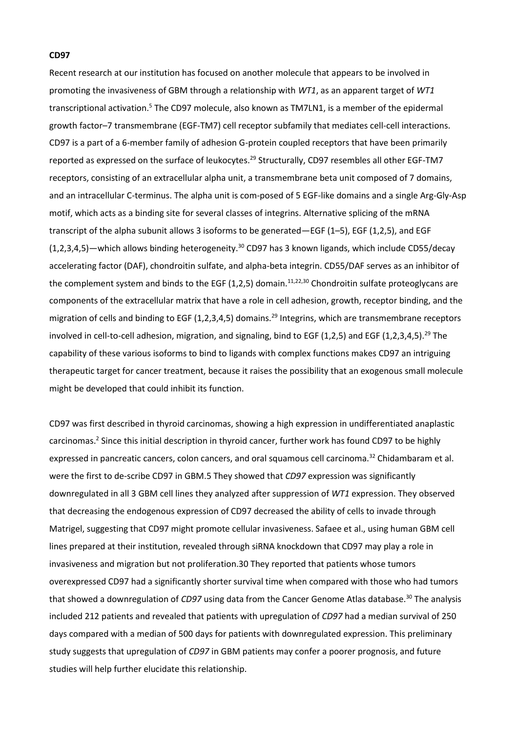**CD97**

Recent research at our institution has focused on another molecule that appears to be involved in promoting the invasiveness of GBM through a relationship with *WT1*, as an apparent target of *WT1* transcriptional activation.[5] The CD97 molecule, also known as TM7LN1, is a member of the epidermal growth factor–7 transmembrane (EGF-TM7) cell receptor subfamily that mediates cell-cell interactions. CD97 is a part of a 6-member family of adhesion G-protein coupled receptors that have been primarily reported as expressed on the surface of leukocytes.[29] Structurally, CD97 resembles all other EGF-TM7 receptors, consisting of an extracellular alpha unit, a transmembrane beta unit composed of 7 domains, and an intracellular C-terminus. The alpha unit is com-posed of 5 EGF-like domains and a single Arg-Gly-Asp motif, which acts as a binding site for several classes of integrins. Alternative splicing of the mRNA transcript of the alpha subunit allows 3 isoforms to be generated—EGF (1–5), EGF (1,2,5), and EGF (1,2,3,4,5)—which allows binding heterogeneity.[30] CD97 has 3 known ligands, which include CD55/decay accelerating factor (DAF), chondroitin sulfate, and alpha-beta integrin. CD55/DAF serves as an inhibitor of the complement system and binds to the EGF (1,2,5) domain.[11,22,30] Chondroitin sulfate proteoglycans are components of the extracellular matrix that have a role in cell adhesion, growth, receptor binding, and the migration of cells and binding to EGF (1,2,3,4,5) domains.[29] Integrins, which are transmembrane receptors involved in cell-to-cell adhesion, migration, and signaling, bind to EGF (1,2,5) and EGF (1,2,3,4,5).[29] The capability of these various isoforms to bind to ligands with complex functions makes CD97 an intriguing therapeutic target for cancer treatment, because it raises the possibility that an exogenous small molecule might be developed that could inhibit its function.

CD97 was first described in thyroid carcinomas, showing a high expression in undifferentiated anaplastic carcinomas.[2] Since this initial description in thyroid cancer, further work has found CD97 to be highly expressed in pancreatic cancers, colon cancers, and oral squamous cell carcinoma.[32] Chidambaram et al. were the first to de-scribe CD97 in GBM.5 They showed that *CD97* expression was significantly downregulated in all 3 GBM cell lines they analyzed after suppression of *WT1* expression. They observed that decreasing the endogenous expression of CD97 decreased the ability of cells to invade through Matrigel, suggesting that CD97 might promote cellular invasiveness. Safaee et al., using human GBM cell lines prepared at their institution, revealed through siRNA knockdown that CD97 may play a role in invasiveness and migration but not proliferation.30 They reported that patients whose tumors overexpressed CD97 had a significantly shorter survival time when compared with those who had tumors that showed a downregulation of *CD97* using data from the Cancer Genome Atlas database.[30] The analysis included 212 patients and revealed that patients with upregulation of *CD97* had a median survival of 250 days compared with a median of 500 days for patients with downregulated expression. This preliminary study suggests that upregulation of *CD97* in GBM patients may confer a poorer prognosis, and future studies will help further elucidate this relationship.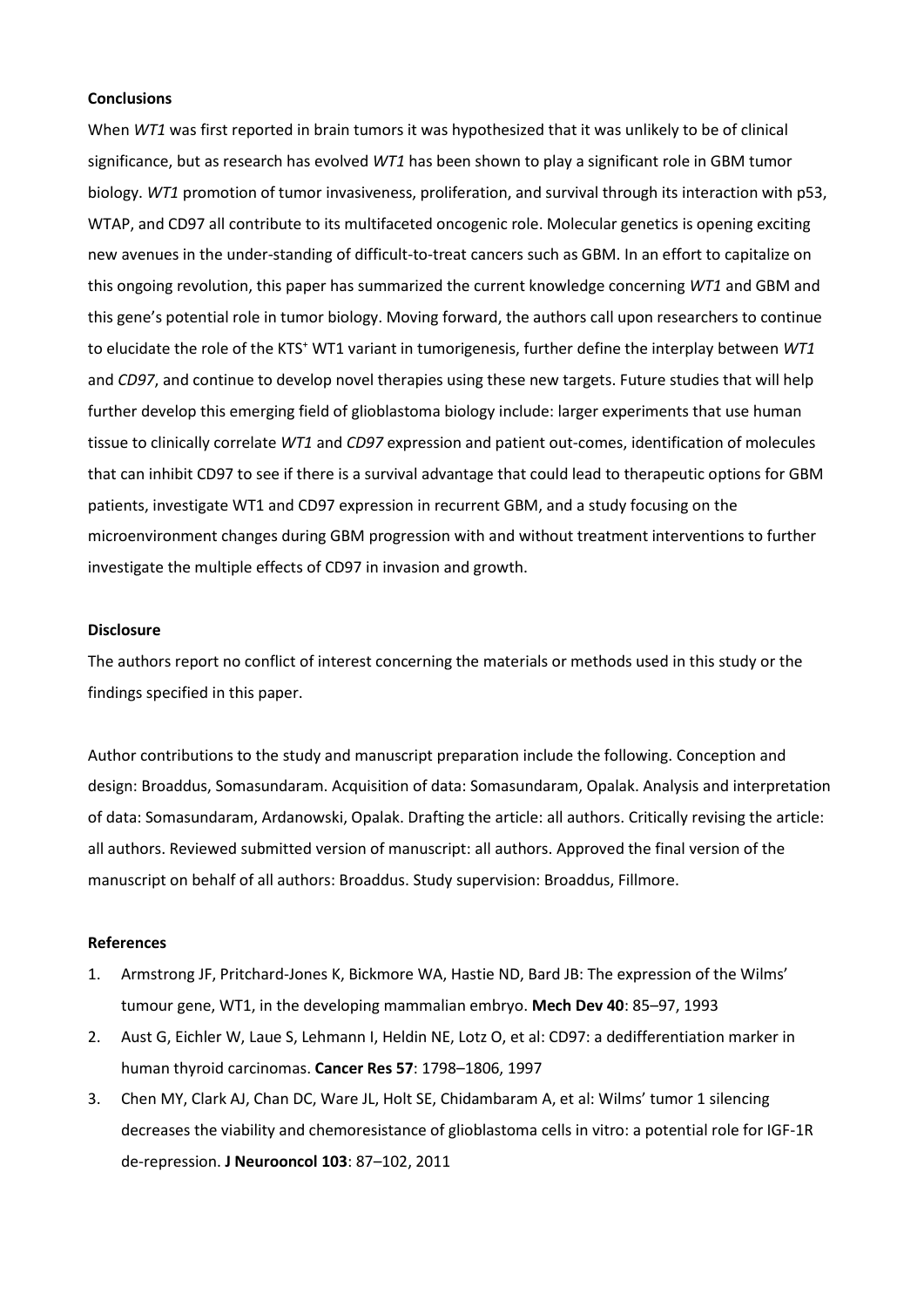**Conclusions**

When *WT1* was first reported in brain tumors it was hypothesized that it was unlikely to be of clinical significance, but as research has evolved *WT1* has been shown to play a significant role in GBM tumor biology. *WT1* promotion of tumor invasiveness, proliferation, and survival through its interaction with p53, WTAP, and CD97 all contribute to its multifaceted oncogenic role. Molecular genetics is opening exciting new avenues in the under-standing of difficult-to-treat cancers such as GBM. In an effort to capitalize on this ongoing revolution, this paper has summarized the current knowledge concerning *WT1* and GBM and this gene's potential role in tumor biology. Moving forward, the authors call upon researchers to continue to elucidate the role of the KTS$^{+}$ WT1 variant in tumorigenesis, further define the interplay between *WT1* and *CD97*, and continue to develop novel therapies using these new targets. Future studies that will help further develop this emerging field of glioblastoma biology include: larger experiments that use human tissue to clinically correlate *WT1* and *CD97* expression and patient out-comes, identification of molecules that can inhibit CD97 to see if there is a survival advantage that could lead to therapeutic options for GBM patients, investigate WT1 and CD97 expression in recurrent GBM, and a study focusing on the microenvironment changes during GBM progression with and without treatment interventions to further investigate the multiple effects of CD97 in invasion and growth.

**Disclosure**

The authors report no conflict of interest concerning the materials or methods used in this study or the findings specified in this paper.

Author contributions to the study and manuscript preparation include the following. Conception and design: Broaddus, Somasundaram. Acquisition of data: Somasundaram, Opalak. Analysis and interpretation of data: Somasundaram, Ardanowski, Opalak. Drafting the article: all authors. Critically revising the article: all authors. Reviewed submitted version of manuscript: all authors. Approved the final version of the manuscript on behalf of all authors: Broaddus. Study supervision: Broaddus, Fillmore.

**References**

1. Armstrong JF, Pritchard-Jones K, Bickmore WA, Hastie ND, Bard JB: The expression of the Wilms' tumour gene, WT1, in the developing mammalian embryo. **Mech Dev 40**: 85–97, 1993
2. Aust G, Eichler W, Laue S, Lehmann I, Heldin NE, Lotz O, et al: CD97: a dedifferentiation marker in human thyroid carcinomas. **Cancer Res 57**: 1798–1806, 1997
3. Chen MY, Clark AJ, Chan DC, Ware JL, Holt SE, Chidambaram A, et al: Wilms' tumor 1 silencing decreases the viability and chemoresistance of glioblastoma cells in vitro: a potential role for IGF-1R de-repression. **J Neurooncol 103**: 87–102, 2011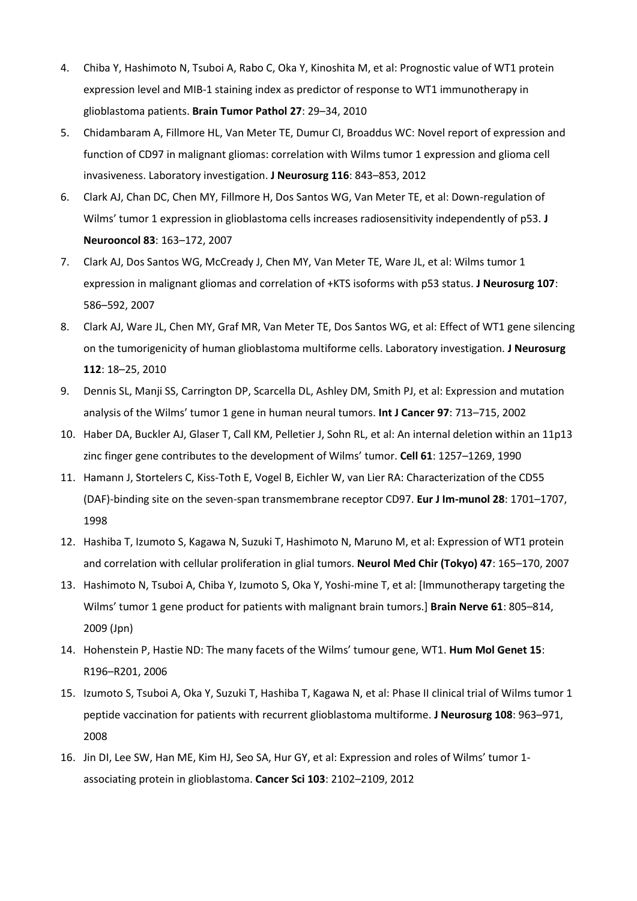4. Chiba Y, Hashimoto N, Tsuboi A, Rabo C, Oka Y, Kinoshita M, et al: Prognostic value of WT1 protein expression level and MIB-1 staining index as predictor of response to WT1 immunotherapy in glioblastoma patients. **Brain Tumor Pathol 27**: 29–34, 2010
5. Chidambaram A, Fillmore HL, Van Meter TE, Dumur CI, Broaddus WC: Novel report of expression and function of CD97 in malignant gliomas: correlation with Wilms tumor 1 expression and glioma cell invasiveness. Laboratory investigation. **J Neurosurg 116**: 843–853, 2012
6. Clark AJ, Chan DC, Chen MY, Fillmore H, Dos Santos WG, Van Meter TE, et al: Down-regulation of Wilms' tumor 1 expression in glioblastoma cells increases radiosensitivity independently of p53. **J Neurooncol 83**: 163–172, 2007
7. Clark AJ, Dos Santos WG, McCready J, Chen MY, Van Meter TE, Ware JL, et al: Wilms tumor 1 expression in malignant gliomas and correlation of +KTS isoforms with p53 status. **J Neurosurg 107**: 586–592, 2007
8. Clark AJ, Ware JL, Chen MY, Graf MR, Van Meter TE, Dos Santos WG, et al: Effect of WT1 gene silencing on the tumorigenicity of human glioblastoma multiforme cells. Laboratory investigation. **J Neurosurg 112**: 18–25, 2010
9. Dennis SL, Manji SS, Carrington DP, Scarcella DL, Ashley DM, Smith PJ, et al: Expression and mutation analysis of the Wilms' tumor 1 gene in human neural tumors. **Int J Cancer 97**: 713–715, 2002
10. Haber DA, Buckler AJ, Glaser T, Call KM, Pelletier J, Sohn RL, et al: An internal deletion within an 11p13 zinc finger gene contributes to the development of Wilms' tumor. **Cell 61**: 1257–1269, 1990
11. Hamann J, Stortelers C, Kiss-Toth E, Vogel B, Eichler W, van Lier RA: Characterization of the CD55 (DAF)-binding site on the seven-span transmembrane receptor CD97. **Eur J Im-munol 28**: 1701–1707, 1998
12. Hashiba T, Izumoto S, Kagawa N, Suzuki T, Hashimoto N, Maruno M, et al: Expression of WT1 protein and correlation with cellular proliferation in glial tumors. **Neurol Med Chir (Tokyo) 47**: 165–170, 2007
13. Hashimoto N, Tsuboi A, Chiba Y, Izumoto S, Oka Y, Yoshi-mine T, et al: [Immunotherapy targeting the Wilms' tumor 1 gene product for patients with malignant brain tumors.] **Brain Nerve 61**: 805–814, 2009 (Jpn)
14. Hohenstein P, Hastie ND: The many facets of the Wilms' tumour gene, WT1. **Hum Mol Genet 15**: R196–R201, 2006
15. Izumoto S, Tsuboi A, Oka Y, Suzuki T, Hashiba T, Kagawa N, et al: Phase II clinical trial of Wilms tumor 1 peptide vaccination for patients with recurrent glioblastoma multiforme. **J Neurosurg 108**: 963–971, 2008
16. Jin DI, Lee SW, Han ME, Kim HJ, Seo SA, Hur GY, et al: Expression and roles of Wilms' tumor 1-associating protein in glioblastoma. **Cancer Sci 103**: 2102–2109, 2012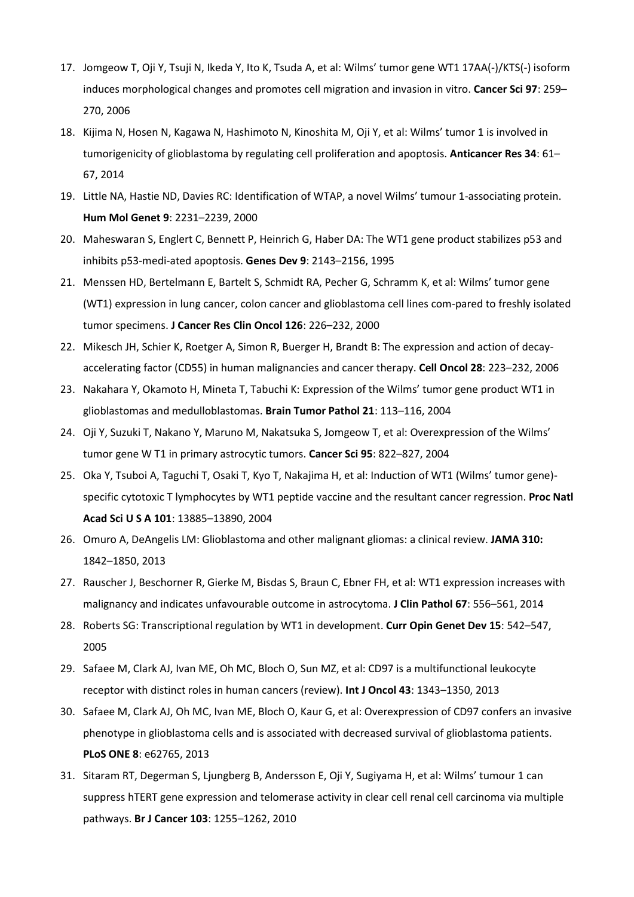17. Jomgeow T, Oji Y, Tsuji N, Ikeda Y, Ito K, Tsuda A, et al: Wilms' tumor gene WT1 17AA(-)/KTS(-) isoform induces morphological changes and promotes cell migration and invasion in vitro. **Cancer Sci 97**: 259–270, 2006
18. Kijima N, Hosen N, Kagawa N, Hashimoto N, Kinoshita M, Oji Y, et al: Wilms' tumor 1 is involved in tumorigenicity of glioblastoma by regulating cell proliferation and apoptosis. **Anticancer Res 34**: 61–67, 2014
19. Little NA, Hastie ND, Davies RC: Identification of WTAP, a novel Wilms' tumour 1-associating protein. **Hum Mol Genet 9**: 2231–2239, 2000
20. Maheswaran S, Englert C, Bennett P, Heinrich G, Haber DA: The WT1 gene product stabilizes p53 and inhibits p53-medi-ated apoptosis. **Genes Dev 9**: 2143–2156, 1995
21. Menssen HD, Bertelmann E, Bartelt S, Schmidt RA, Pecher G, Schramm K, et al: Wilms' tumor gene (WT1) expression in lung cancer, colon cancer and glioblastoma cell lines com-pared to freshly isolated tumor specimens. **J Cancer Res Clin Oncol 126**: 226–232, 2000
22. Mikesch JH, Schier K, Roetger A, Simon R, Buerger H, Brandt B: The expression and action of decay-accelerating factor (CD55) in human malignancies and cancer therapy. **Cell Oncol 28**: 223–232, 2006
23. Nakahara Y, Okamoto H, Mineta T, Tabuchi K: Expression of the Wilms' tumor gene product WT1 in glioblastomas and medulloblastomas. **Brain Tumor Pathol 21**: 113–116, 2004
24. Oji Y, Suzuki T, Nakano Y, Maruno M, Nakatsuka S, Jomgeow T, et al: Overexpression of the Wilms' tumor gene W T1 in primary astrocytic tumors. **Cancer Sci 95**: 822–827, 2004
25. Oka Y, Tsuboi A, Taguchi T, Osaki T, Kyo T, Nakajima H, et al: Induction of WT1 (Wilms' tumor gene)-specific cytotoxic T lymphocytes by WT1 peptide vaccine and the resultant cancer regression. **Proc Natl Acad Sci U S A 101**: 13885–13890, 2004
26. Omuro A, DeAngelis LM: Glioblastoma and other malignant gliomas: a clinical review. **JAMA 310:** 1842–1850, 2013
27. Rauscher J, Beschorner R, Gierke M, Bisdas S, Braun C, Ebner FH, et al: WT1 expression increases with malignancy and indicates unfavourable outcome in astrocytoma. **J Clin Pathol 67**: 556–561, 2014
28. Roberts SG: Transcriptional regulation by WT1 in development. **Curr Opin Genet Dev 15**: 542–547, 2005
29. Safaee M, Clark AJ, Ivan ME, Oh MC, Bloch O, Sun MZ, et al: CD97 is a multifunctional leukocyte receptor with distinct roles in human cancers (review). **Int J Oncol 43**: 1343–1350, 2013
30. Safaee M, Clark AJ, Oh MC, Ivan ME, Bloch O, Kaur G, et al: Overexpression of CD97 confers an invasive phenotype in glioblastoma cells and is associated with decreased survival of glioblastoma patients. **PLoS ONE 8**: e62765, 2013
31. Sitaram RT, Degerman S, Ljungberg B, Andersson E, Oji Y, Sugiyama H, et al: Wilms' tumour 1 can suppress hTERT gene expression and telomerase activity in clear cell renal cell carcinoma via multiple pathways. **Br J Cancer 103**: 1255–1262, 2010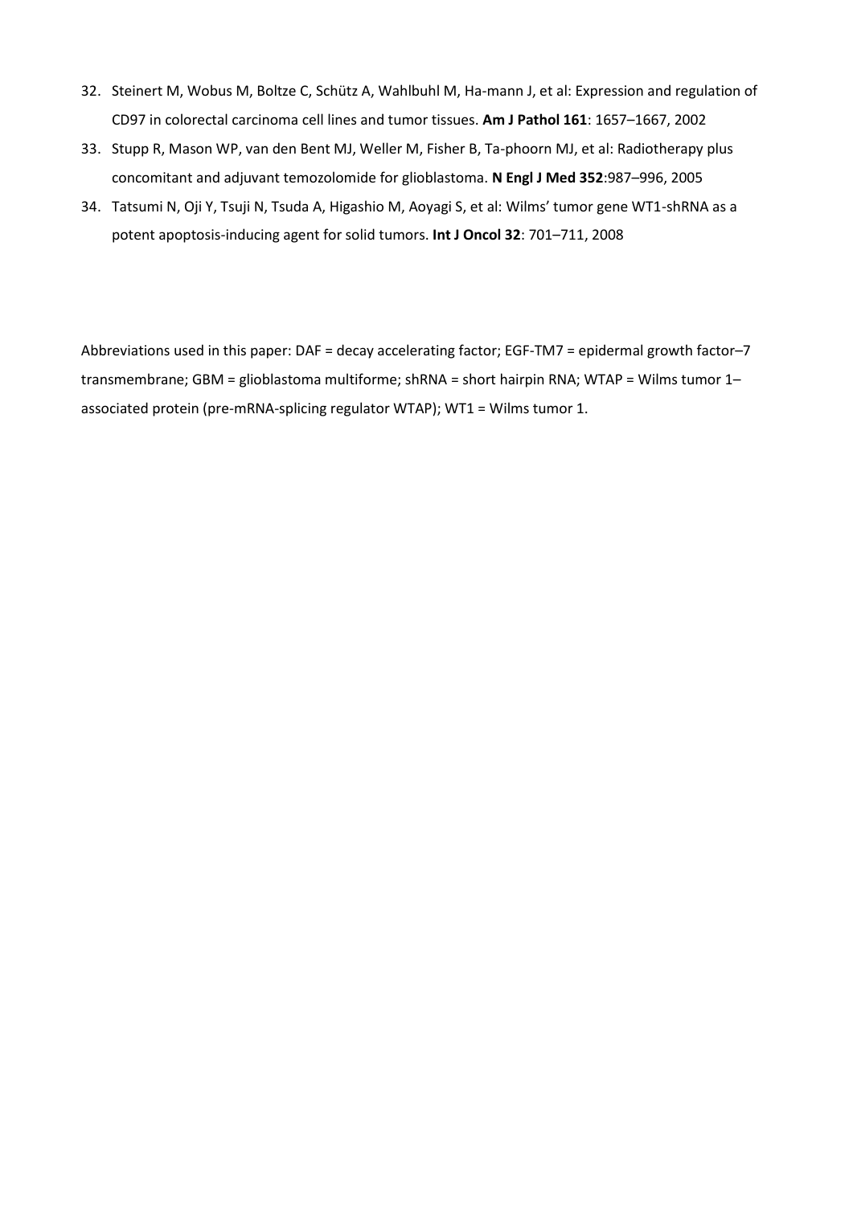32. Steinert M, Wobus M, Boltze C, Schütz A, Wahlbuhl M, Ha-mann J, et al: Expression and regulation of CD97 in colorectal carcinoma cell lines and tumor tissues. **Am J Pathol 161**: 1657–1667, 2002
33. Stupp R, Mason WP, van den Bent MJ, Weller M, Fisher B, Ta-phoorn MJ, et al: Radiotherapy plus concomitant and adjuvant temozolomide for glioblastoma. **N Engl J Med 352**:987–996, 2005
34. Tatsumi N, Oji Y, Tsuji N, Tsuda A, Higashio M, Aoyagi S, et al: Wilms' tumor gene WT1-shRNA as a potent apoptosis-inducing agent for solid tumors. **Int J Oncol 32**: 701–711, 2008

Abbreviations used in this paper: DAF = decay accelerating factor; EGF-TM7 = epidermal growth factor–7 transmembrane; GBM = glioblastoma multiforme; shRNA = short hairpin RNA; WTAP = Wilms tumor 1–associated protein (pre-mRNA-splicing regulator WTAP); WT1 = Wilms tumor 1.